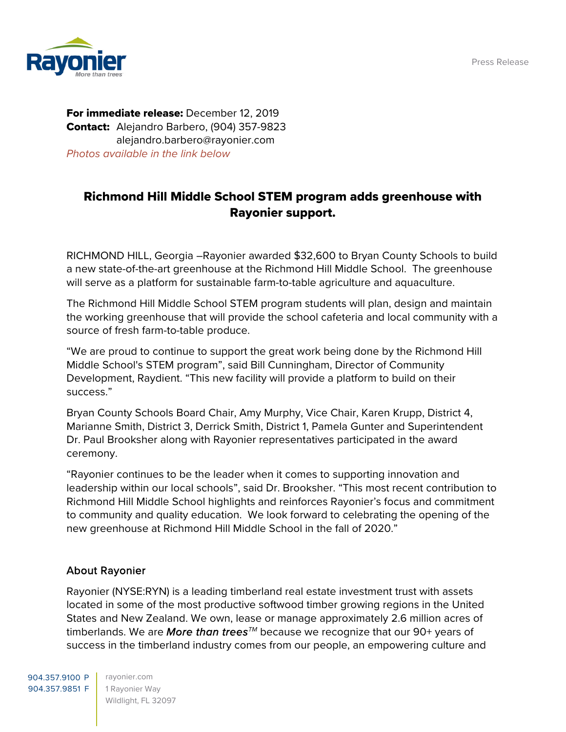Press Release

**For immediate release:** December 12, 2019
**Contact:** Alejandro Barbero, (904) 357-9823
alejandro.barbero@rayonier.com
*Photos available in the link below*

## Richmond Hill Middle School STEM program adds greenhouse with Rayonier support.

RICHMOND HILL, Georgia –Rayonier awarded $32,600 to Bryan County Schools to build a new state-of-the-art greenhouse at the Richmond Hill Middle School. The greenhouse will serve as a platform for sustainable farm-to-table agriculture and aquaculture.

The Richmond Hill Middle School STEM program students will plan, design and maintain the working greenhouse that will provide the school cafeteria and local community with a source of fresh farm-to-table produce.

"We are proud to continue to support the great work being done by the Richmond Hill Middle School's STEM program", said Bill Cunningham, Director of Community Development, Raydient. "This new facility will provide a platform to build on their success."

Bryan County Schools Board Chair, Amy Murphy, Vice Chair, Karen Krupp, District 4, Marianne Smith, District 3, Derrick Smith, District 1, Pamela Gunter and Superintendent Dr. Paul Brooksher along with Rayonier representatives participated in the award ceremony.

"Rayonier continues to be the leader when it comes to supporting innovation and leadership within our local schools", said Dr. Brooksher. "This most recent contribution to Richmond Hill Middle School highlights and reinforces Rayonier's focus and commitment to community and quality education. We look forward to celebrating the opening of the new greenhouse at Richmond Hill Middle School in the fall of 2020."

### About Rayonier

Rayonier (NYSE:RYN) is a leading timberland real estate investment trust with assets located in some of the most productive softwood timber growing regions in the United States and New Zealand. We own, lease or manage approximately 2.6 million acres of timberlands. We are ***More than trees***™ because we recognize that our 90+ years of success in the timberland industry comes from our people, an empowering culture and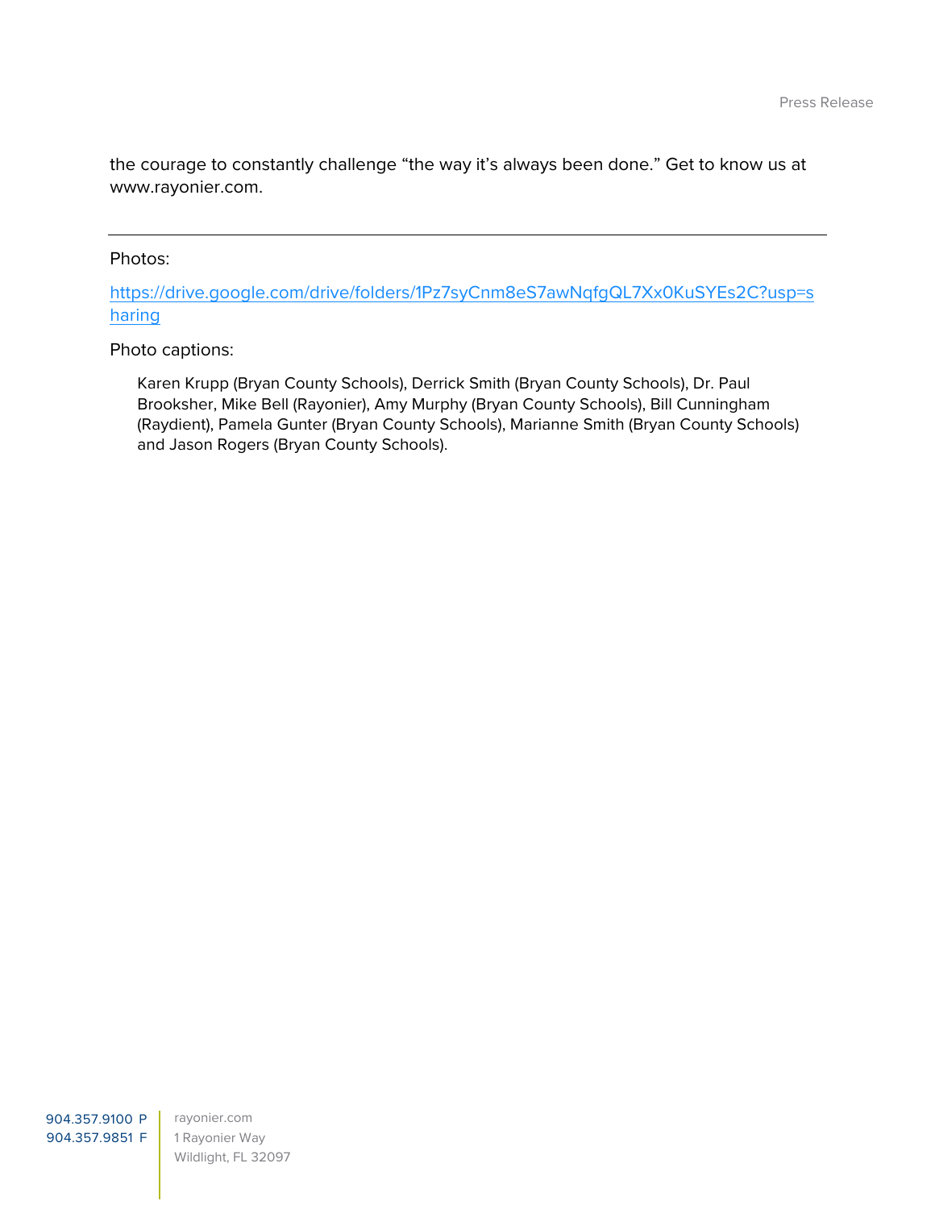the courage to constantly challenge "the way it's always been done." Get to know us at www.rayonier.com.

---

Photos:

https://drive.google.com/drive/folders/1Pz7syCnm8eS7awNqfgQL7Xx0KuSYEs2C?usp=sharing

Photo captions:

> Karen Krupp (Bryan County Schools), Derrick Smith (Bryan County Schools), Dr. Paul Brooksher, Mike Bell (Rayonier), Amy Murphy (Bryan County Schools), Bill Cunningham (Raydient), Pamela Gunter (Bryan County Schools), Marianne Smith (Bryan County Schools) and Jason Rogers (Bryan County Schools).